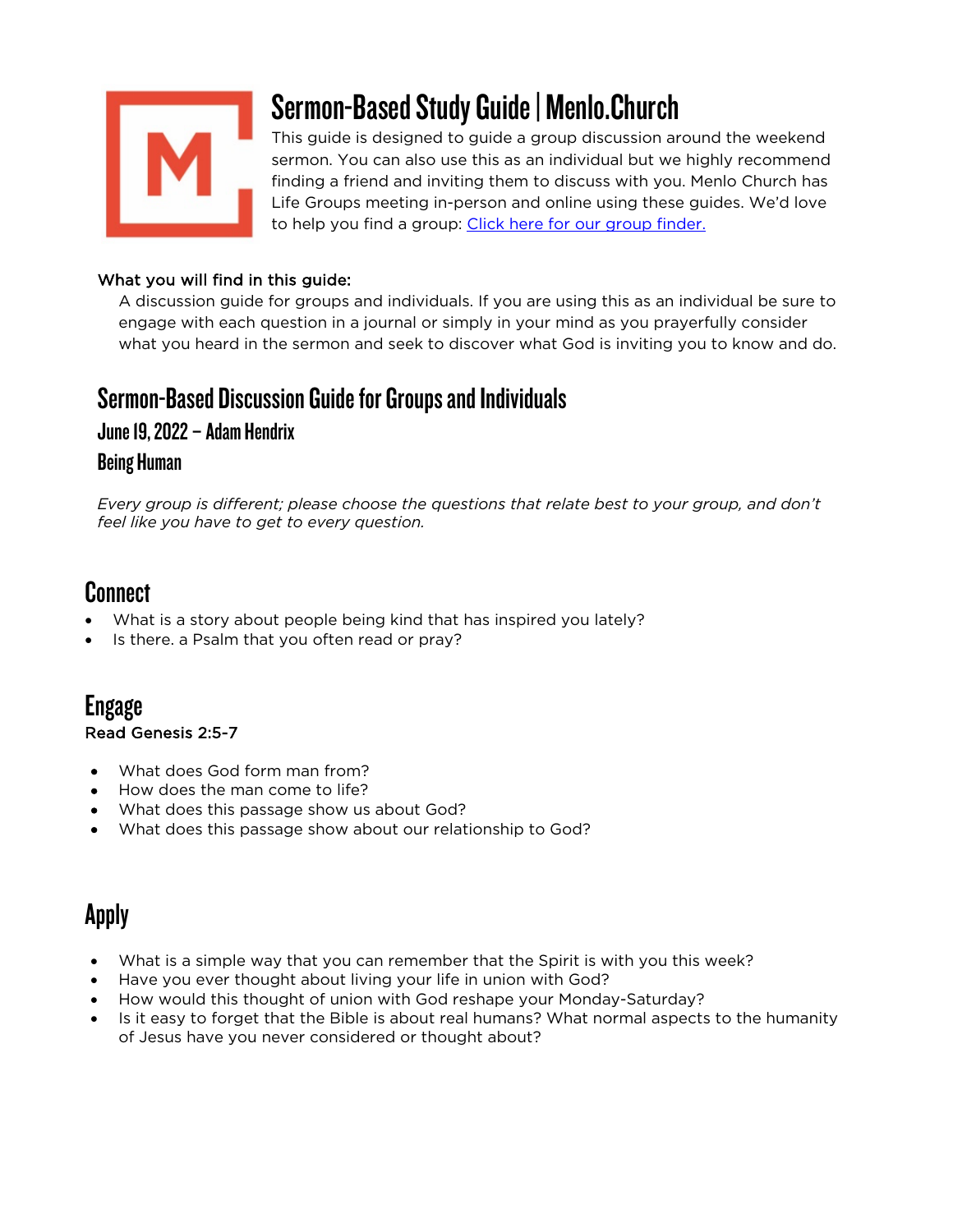# Sermon-Based Study Guide | Menlo.Church

This guide is designed to guide a group discussion around the weekend sermon. You can also use this as an individual but we highly recommend finding a friend and inviting them to discuss with you. Menlo Church has Life Groups meeting in-person and online using these guides. We'd love to help you find a group: [Click here for our group finder.]()

**What you will find in this guide:**

A discussion guide for groups and individuals. If you are using this as an individual be sure to engage with each question in a journal or simply in your mind as you prayerfully consider what you heard in the sermon and seek to discover what God is inviting you to know and do.

## Sermon-Based Discussion Guide for Groups and Individuals

### June 19, 2022 – Adam Hendrix

### Being Human

*Every group is different; please choose the questions that relate best to your group, and don't feel like you have to get to every question.*

## Connect

- What is a story about people being kind that has inspired you lately?
- Is there. a Psalm that you often read or pray?

## Engage

**Read Genesis 2:5-7**

- What does God form man from?
- How does the man come to life?
- What does this passage show us about God?
- What does this passage show about our relationship to God?

## Apply

- What is a simple way that you can remember that the Spirit is with you this week?
- Have you ever thought about living your life in union with God?
- How would this thought of union with God reshape your Monday-Saturday?
- Is it easy to forget that the Bible is about real humans? What normal aspects to the humanity of Jesus have you never considered or thought about?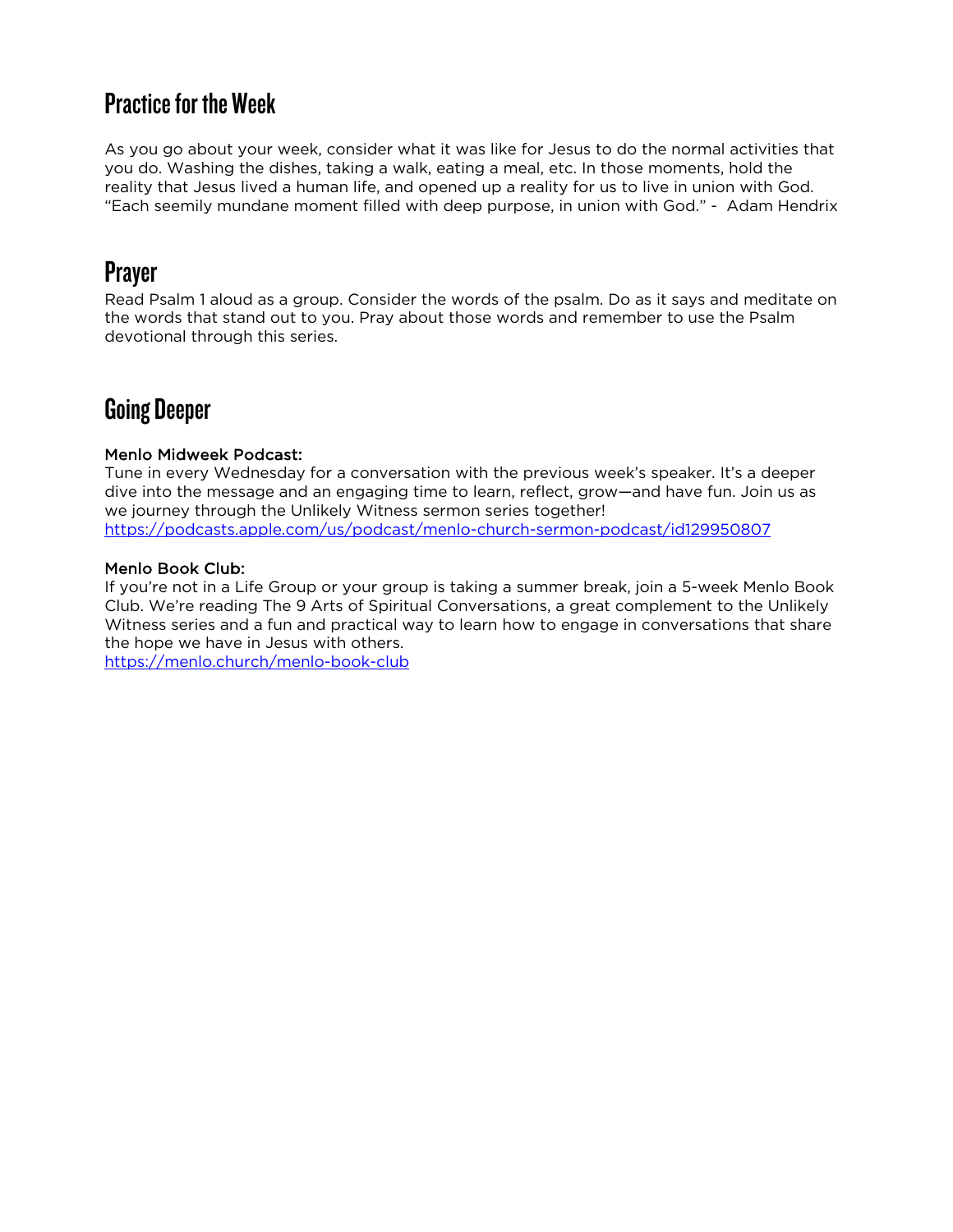## Practice for the Week

As you go about your week, consider what it was like for Jesus to do the normal activities that you do. Washing the dishes, taking a walk, eating a meal, etc. In those moments, hold the reality that Jesus lived a human life, and opened up a reality for us to live in union with God. "Each seemily mundane moment filled with deep purpose, in union with God." - Adam Hendrix

## Prayer

Read Psalm 1 aloud as a group. Consider the words of the psalm. Do as it says and meditate on the words that stand out to you. Pray about those words and remember to use the Psalm devotional through this series.

## Going Deeper

Menlo Midweek Podcast:
Tune in every Wednesday for a conversation with the previous week's speaker. It's a deeper dive into the message and an engaging time to learn, reflect, grow—and have fun. Join us as we journey through the Unlikely Witness sermon series together!
https://podcasts.apple.com/us/podcast/menlo-church-sermon-podcast/id129950807

Menlo Book Club:
If you're not in a Life Group or your group is taking a summer break, join a 5-week Menlo Book Club. We're reading The 9 Arts of Spiritual Conversations, a great complement to the Unlikely Witness series and a fun and practical way to learn how to engage in conversations that share the hope we have in Jesus with others.
https://menlo.church/menlo-book-club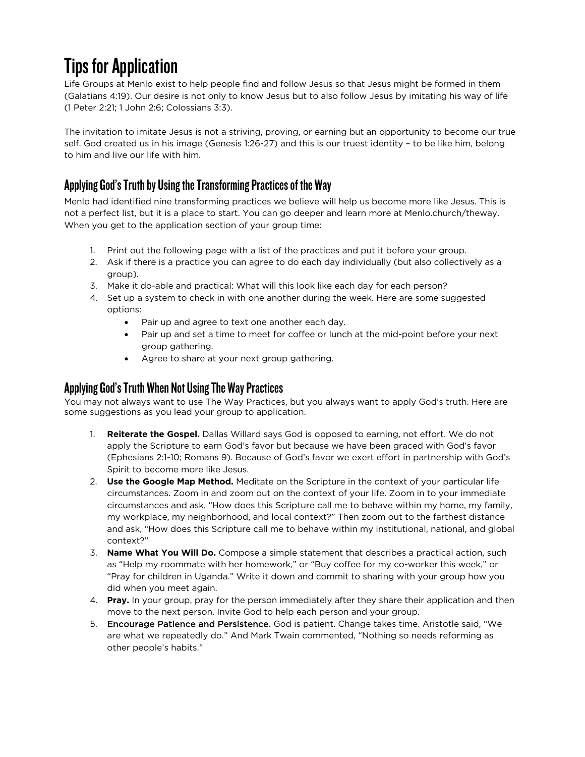# Tips for Application

Life Groups at Menlo exist to help people find and follow Jesus so that Jesus might be formed in them (Galatians 4:19). Our desire is not only to know Jesus but to also follow Jesus by imitating his way of life (1 Peter 2:21; 1 John 2:6; Colossians 3:3).

The invitation to imitate Jesus is not a striving, proving, or earning but an opportunity to become our true self. God created us in his image (Genesis 1:26-27) and this is our truest identity – to be like him, belong to him and live our life with him.

## Applying God's Truth by Using the Transforming Practices of the Way

Menlo had identified nine transforming practices we believe will help us become more like Jesus. This is not a perfect list, but it is a place to start. You can go deeper and learn more at Menlo.church/theway. When you get to the application section of your group time:

1. Print out the following page with a list of the practices and put it before your group.
2. Ask if there is a practice you can agree to do each day individually (but also collectively as a group).
3. Make it do-able and practical: What will this look like each day for each person?
4. Set up a system to check in with one another during the week. Here are some suggested options:
   - Pair up and agree to text one another each day.
   - Pair up and set a time to meet for coffee or lunch at the mid-point before your next group gathering.
   - Agree to share at your next group gathering.

## Applying God's Truth When Not Using The Way Practices

You may not always want to use The Way Practices, but you always want to apply God's truth. Here are some suggestions as you lead your group to application.

1. **Reiterate the Gospel.** Dallas Willard says God is opposed to earning, not effort. We do not apply the Scripture to earn God's favor but because we have been graced with God's favor (Ephesians 2:1-10; Romans 9). Because of God's favor we exert effort in partnership with God's Spirit to become more like Jesus.
2. **Use the Google Map Method.** Meditate on the Scripture in the context of your particular life circumstances. Zoom in and zoom out on the context of your life. Zoom in to your immediate circumstances and ask, "How does this Scripture call me to behave within my home, my family, my workplace, my neighborhood, and local context?" Then zoom out to the farthest distance and ask, "How does this Scripture call me to behave within my institutional, national, and global context?"
3. **Name What You Will Do.** Compose a simple statement that describes a practical action, such as "Help my roommate with her homework," or "Buy coffee for my co-worker this week," or "Pray for children in Uganda." Write it down and commit to sharing with your group how you did when you meet again.
4. **Pray.** In your group, pray for the person immediately after they share their application and then move to the next person. Invite God to help each person and your group.
5. **Encourage Patience and Persistence.** God is patient. Change takes time. Aristotle said, "We are what we repeatedly do." And Mark Twain commented, "Nothing so needs reforming as other people's habits."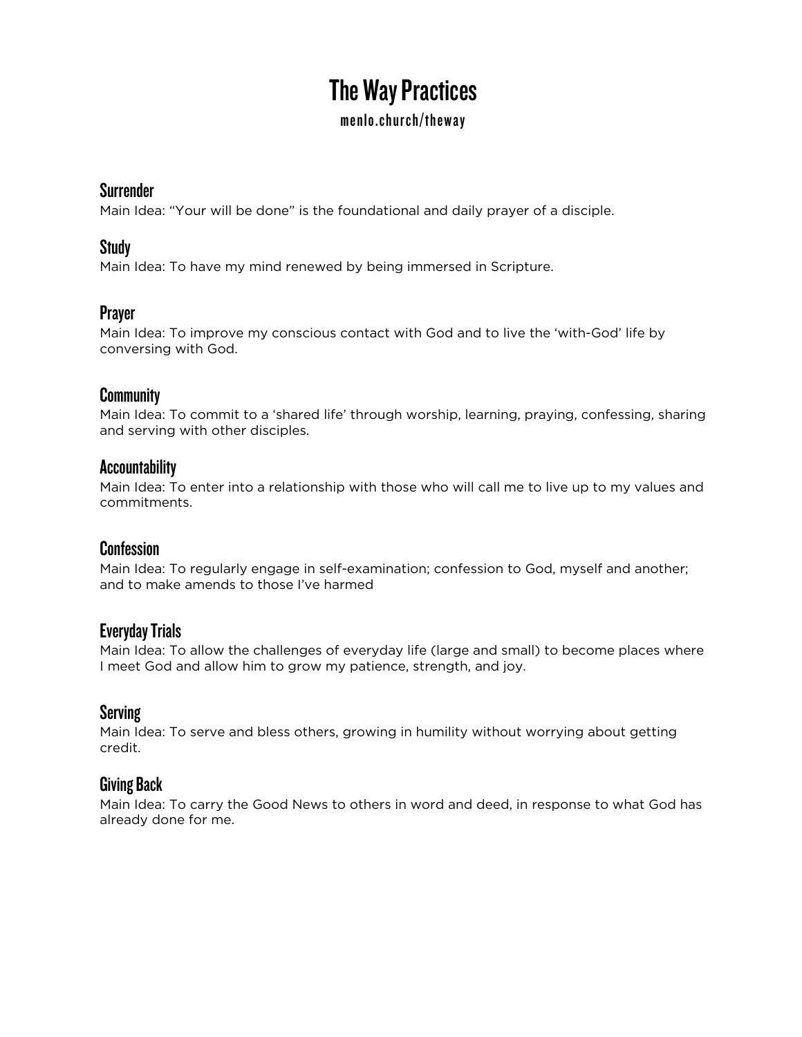# The Way Practices

**menlo.church/theway**

## Surrender

Main Idea: "Your will be done" is the foundational and daily prayer of a disciple.

## Study

Main Idea: To have my mind renewed by being immersed in Scripture.

## Prayer

Main Idea: To improve my conscious contact with God and to live the 'with-God' life by conversing with God.

## Community

Main Idea: To commit to a 'shared life' through worship, learning, praying, confessing, sharing and serving with other disciples.

## Accountability

Main Idea: To enter into a relationship with those who will call me to live up to my values and commitments.

## Confession

Main Idea: To regularly engage in self-examination; confession to God, myself and another; and to make amends to those I've harmed

## Everyday Trials

Main Idea: To allow the challenges of everyday life (large and small) to become places where I meet God and allow him to grow my patience, strength, and joy.

## Serving

Main Idea: To serve and bless others, growing in humility without worrying about getting credit.

## Giving Back

Main Idea: To carry the Good News to others in word and deed, in response to what God has already done for me.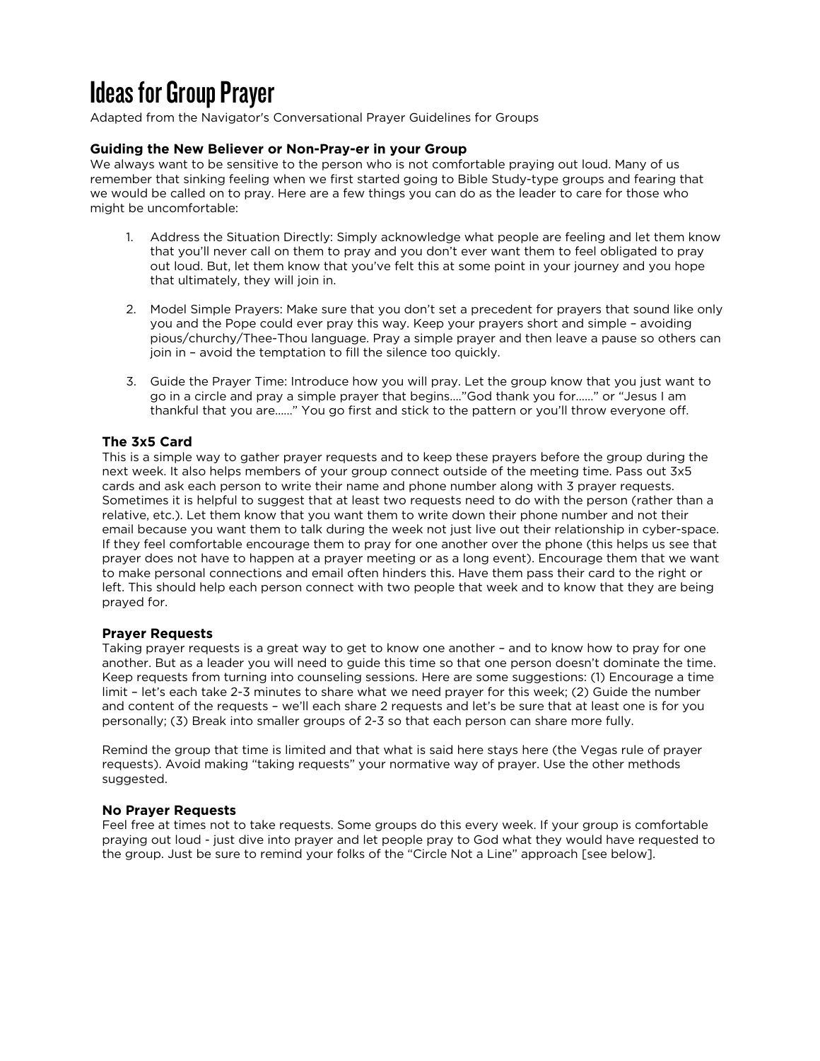# Ideas for Group Prayer

Adapted from the Navigator's Conversational Prayer Guidelines for Groups

### Guiding the New Believer or Non-Pray-er in your Group

We always want to be sensitive to the person who is not comfortable praying out loud. Many of us remember that sinking feeling when we first started going to Bible Study-type groups and fearing that we would be called on to pray. Here are a few things you can do as the leader to care for those who might be uncomfortable:

1. Address the Situation Directly: Simply acknowledge what people are feeling and let them know that you'll never call on them to pray and you don't ever want them to feel obligated to pray out loud. But, let them know that you've felt this at some point in your journey and you hope that ultimately, they will join in.

2. Model Simple Prayers: Make sure that you don't set a precedent for prayers that sound like only you and the Pope could ever pray this way. Keep your prayers short and simple – avoiding pious/churchy/Thee-Thou language. Pray a simple prayer and then leave a pause so others can join in – avoid the temptation to fill the silence too quickly.

3. Guide the Prayer Time: Introduce how you will pray. Let the group know that you just want to go in a circle and pray a simple prayer that begins...."God thank you for......" or "Jesus I am thankful that you are......" You go first and stick to the pattern or you'll throw everyone off.

### The 3x5 Card

This is a simple way to gather prayer requests and to keep these prayers before the group during the next week. It also helps members of your group connect outside of the meeting time. Pass out 3x5 cards and ask each person to write their name and phone number along with 3 prayer requests. Sometimes it is helpful to suggest that at least two requests need to do with the person (rather than a relative, etc.). Let them know that you want them to write down their phone number and not their email because you want them to talk during the week not just live out their relationship in cyber-space. If they feel comfortable encourage them to pray for one another over the phone (this helps us see that prayer does not have to happen at a prayer meeting or as a long event). Encourage them that we want to make personal connections and email often hinders this. Have them pass their card to the right or left. This should help each person connect with two people that week and to know that they are being prayed for.

### Prayer Requests

Taking prayer requests is a great way to get to know one another – and to know how to pray for one another. But as a leader you will need to guide this time so that one person doesn't dominate the time. Keep requests from turning into counseling sessions. Here are some suggestions: (1) Encourage a time limit – let's each take 2-3 minutes to share what we need prayer for this week; (2) Guide the number and content of the requests – we'll each share 2 requests and let's be sure that at least one is for you personally; (3) Break into smaller groups of 2-3 so that each person can share more fully.

Remind the group that time is limited and that what is said here stays here (the Vegas rule of prayer requests). Avoid making "taking requests" your normative way of prayer. Use the other methods suggested.

### No Prayer Requests

Feel free at times not to take requests. Some groups do this every week. If your group is comfortable praying out loud - just dive into prayer and let people pray to God what they would have requested to the group. Just be sure to remind your folks of the "Circle Not a Line" approach [see below].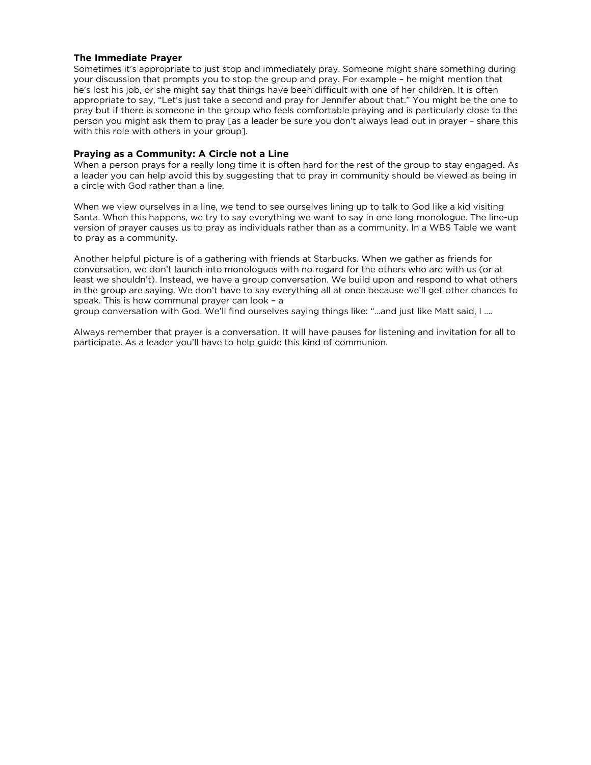### The Immediate Prayer

Sometimes it's appropriate to just stop and immediately pray. Someone might share something during your discussion that prompts you to stop the group and pray. For example – he might mention that he's lost his job, or she might say that things have been difficult with one of her children. It is often appropriate to say, "Let's just take a second and pray for Jennifer about that." You might be the one to pray but if there is someone in the group who feels comfortable praying and is particularly close to the person you might ask them to pray [as a leader be sure you don't always lead out in prayer – share this with this role with others in your group].

### Praying as a Community: A Circle not a Line

When a person prays for a really long time it is often hard for the rest of the group to stay engaged. As a leader you can help avoid this by suggesting that to pray in community should be viewed as being in a circle with God rather than a line.

When we view ourselves in a line, we tend to see ourselves lining up to talk to God like a kid visiting Santa. When this happens, we try to say everything we want to say in one long monologue. The line-up version of prayer causes us to pray as individuals rather than as a community. In a WBS Table we want to pray as a community.

Another helpful picture is of a gathering with friends at Starbucks. When we gather as friends for conversation, we don't launch into monologues with no regard for the others who are with us (or at least we shouldn't). Instead, we have a group conversation. We build upon and respond to what others in the group are saying. We don't have to say everything all at once because we'll get other chances to speak. This is how communal prayer can look – a group conversation with God. We'll find ourselves saying things like: "…and just like Matt said, I ….

Always remember that prayer is a conversation. It will have pauses for listening and invitation for all to participate. As a leader you'll have to help guide this kind of communion.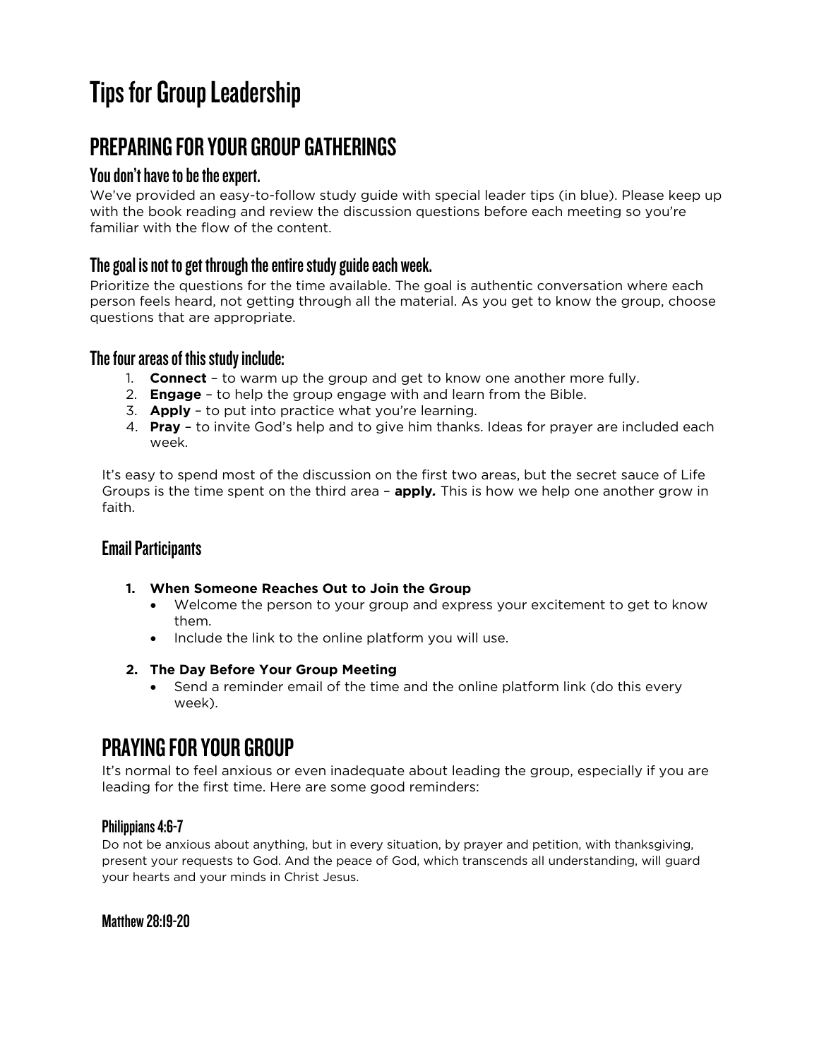# Tips for Group Leadership

## PREPARING FOR YOUR GROUP GATHERINGS

### You don't have to be the expert.

We've provided an easy-to-follow study guide with special leader tips (in blue). Please keep up with the book reading and review the discussion questions before each meeting so you're familiar with the flow of the content.

### The goal is not to get through the entire study guide each week.

Prioritize the questions for the time available. The goal is authentic conversation where each person feels heard, not getting through all the material. As you get to know the group, choose questions that are appropriate.

### The four areas of this study include:

1. **Connect** – to warm up the group and get to know one another more fully.
2. **Engage** – to help the group engage with and learn from the Bible.
3. **Apply** – to put into practice what you're learning.
4. **Pray** – to invite God's help and to give him thanks. Ideas for prayer are included each week.

It's easy to spend most of the discussion on the first two areas, but the secret sauce of Life Groups is the time spent on the third area – **apply.** This is how we help one another grow in faith.

### Email Participants

1. **When Someone Reaches Out to Join the Group**
   - Welcome the person to your group and express your excitement to get to know them.
   - Include the link to the online platform you will use.

2. **The Day Before Your Group Meeting**
   - Send a reminder email of the time and the online platform link (do this every week).

## PRAYING FOR YOUR GROUP

It's normal to feel anxious or even inadequate about leading the group, especially if you are leading for the first time. Here are some good reminders:

#### Philippians 4:6-7

Do not be anxious about anything, but in every situation, by prayer and petition, with thanksgiving, present your requests to God. And the peace of God, which transcends all understanding, will guard your hearts and your minds in Christ Jesus.

#### Matthew 28:19-20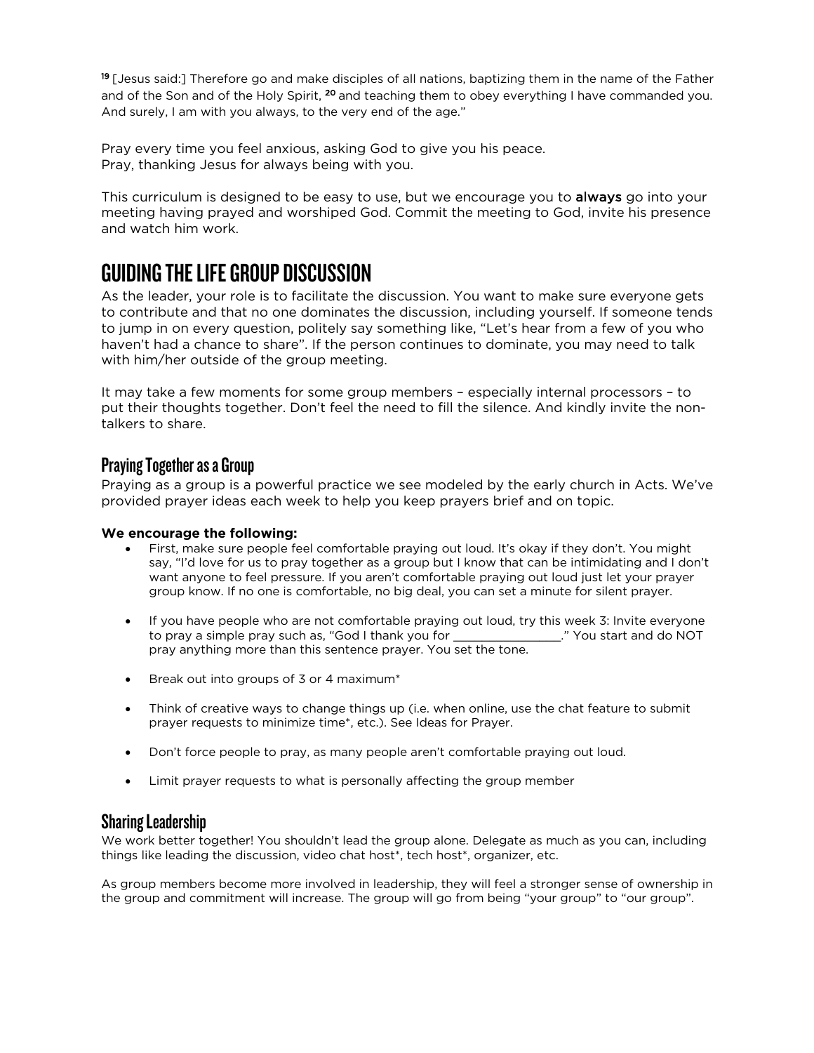[19] [Jesus said:] Therefore go and make disciples of all nations, baptizing them in the name of the Father and of the Son and of the Holy Spirit, [20] and teaching them to obey everything I have commanded you. And surely, I am with you always, to the very end of the age."

Pray every time you feel anxious, asking God to give you his peace.
Pray, thanking Jesus for always being with you.

This curriculum is designed to be easy to use, but we encourage you to **always** go into your meeting having prayed and worshiped God. Commit the meeting to God, invite his presence and watch him work.

# GUIDING THE LIFE GROUP DISCUSSION

As the leader, your role is to facilitate the discussion. You want to make sure everyone gets to contribute and that no one dominates the discussion, including yourself. If someone tends to jump in on every question, politely say something like, "Let's hear from a few of you who haven't had a chance to share". If the person continues to dominate, you may need to talk with him/her outside of the group meeting.

It may take a few moments for some group members – especially internal processors – to put their thoughts together. Don't feel the need to fill the silence. And kindly invite the non-talkers to share.

## Praying Together as a Group

Praying as a group is a powerful practice we see modeled by the early church in Acts. We've provided prayer ideas each week to help you keep prayers brief and on topic.

**We encourage the following:**

- First, make sure people feel comfortable praying out loud. It's okay if they don't. You might say, "I'd love for us to pray together as a group but I know that can be intimidating and I don't want anyone to feel pressure. If you aren't comfortable praying out loud just let your prayer group know. If no one is comfortable, no big deal, you can set a minute for silent prayer.

- If you have people who are not comfortable praying out loud, try this week 3: Invite everyone to pray a simple pray such as, "God I thank you for ________________." You start and do NOT pray anything more than this sentence prayer. You set the tone.

- Break out into groups of 3 or 4 maximum*

- Think of creative ways to change things up (i.e. when online, use the chat feature to submit prayer requests to minimize time*, etc.). See Ideas for Prayer.

- Don't force people to pray, as many people aren't comfortable praying out loud.

- Limit prayer requests to what is personally affecting the group member

## Sharing Leadership

We work better together! You shouldn't lead the group alone. Delegate as much as you can, including things like leading the discussion, video chat host*, tech host*, organizer, etc.

As group members become more involved in leadership, they will feel a stronger sense of ownership in the group and commitment will increase. The group will go from being "your group" to "our group".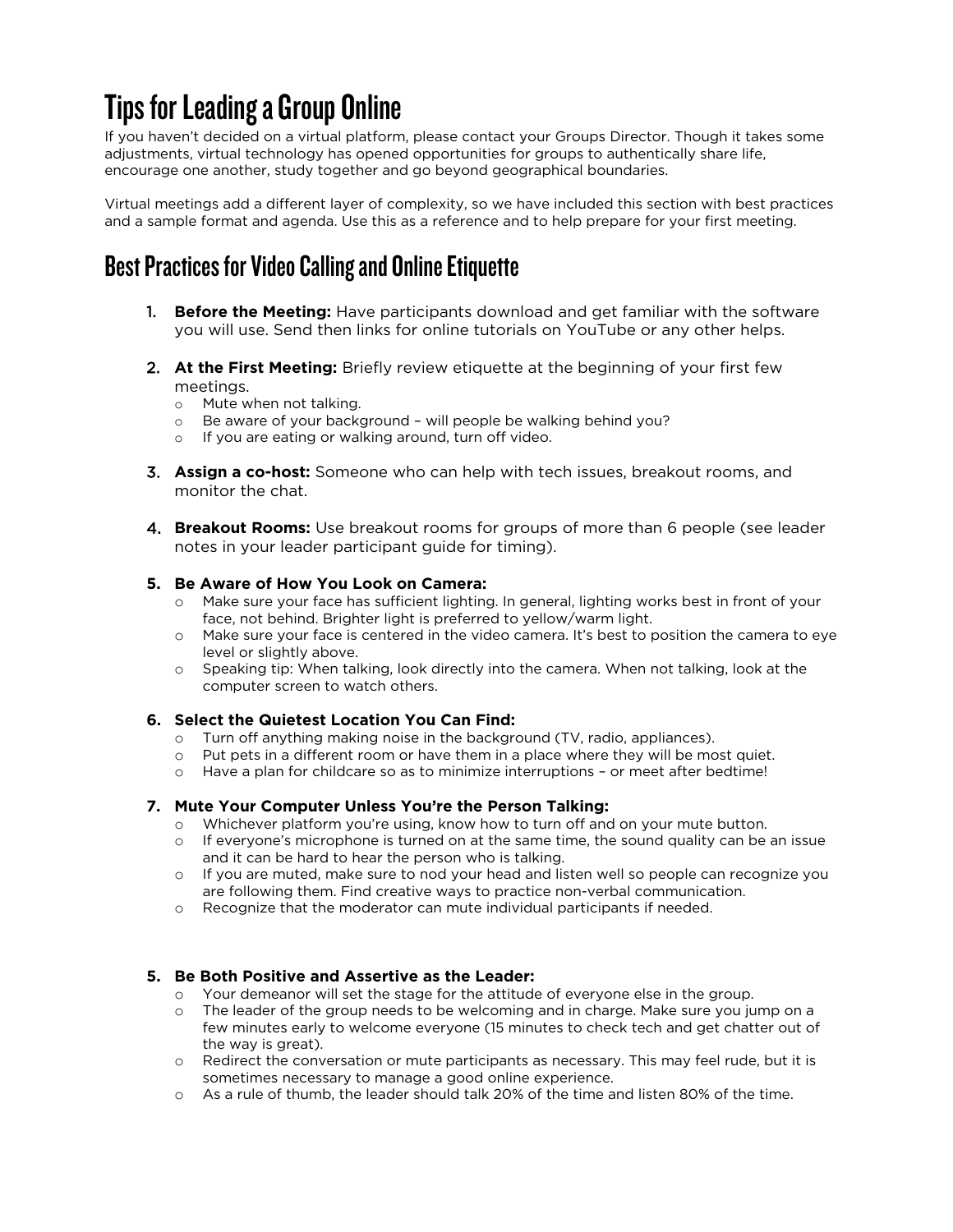# Tips for Leading a Group Online

If you haven't decided on a virtual platform, please contact your Groups Director. Though it takes some adjustments, virtual technology has opened opportunities for groups to authentically share life, encourage one another, study together and go beyond geographical boundaries.

Virtual meetings add a different layer of complexity, so we have included this section with best practices and a sample format and agenda. Use this as a reference and to help prepare for your first meeting.

## Best Practices for Video Calling and Online Etiquette

1. **Before the Meeting:** Have participants download and get familiar with the software you will use. Send then links for online tutorials on YouTube or any other helps.

2. **At the First Meeting:** Briefly review etiquette at the beginning of your first few meetings.
   - Mute when not talking.
   - Be aware of your background – will people be walking behind you?
   - If you are eating or walking around, turn off video.

3. **Assign a co-host:** Someone who can help with tech issues, breakout rooms, and monitor the chat.

4. **Breakout Rooms:** Use breakout rooms for groups of more than 6 people (see leader notes in your leader participant guide for timing).

5. **Be Aware of How You Look on Camera:**
   - Make sure your face has sufficient lighting. In general, lighting works best in front of your face, not behind. Brighter light is preferred to yellow/warm light.
   - Make sure your face is centered in the video camera. It's best to position the camera to eye level or slightly above.
   - Speaking tip: When talking, look directly into the camera. When not talking, look at the computer screen to watch others.

6. **Select the Quietest Location You Can Find:**
   - Turn off anything making noise in the background (TV, radio, appliances).
   - Put pets in a different room or have them in a place where they will be most quiet.
   - Have a plan for childcare so as to minimize interruptions – or meet after bedtime!

7. **Mute Your Computer Unless You're the Person Talking:**
   - Whichever platform you're using, know how to turn off and on your mute button.
   - If everyone's microphone is turned on at the same time, the sound quality can be an issue and it can be hard to hear the person who is talking.
   - If you are muted, make sure to nod your head and listen well so people can recognize you are following them. Find creative ways to practice non-verbal communication.
   - Recognize that the moderator can mute individual participants if needed.

5. **Be Both Positive and Assertive as the Leader:**
   - Your demeanor will set the stage for the attitude of everyone else in the group.
   - The leader of the group needs to be welcoming and in charge. Make sure you jump on a few minutes early to welcome everyone (15 minutes to check tech and get chatter out of the way is great).
   - Redirect the conversation or mute participants as necessary. This may feel rude, but it is sometimes necessary to manage a good online experience.
   - As a rule of thumb, the leader should talk 20% of the time and listen 80% of the time.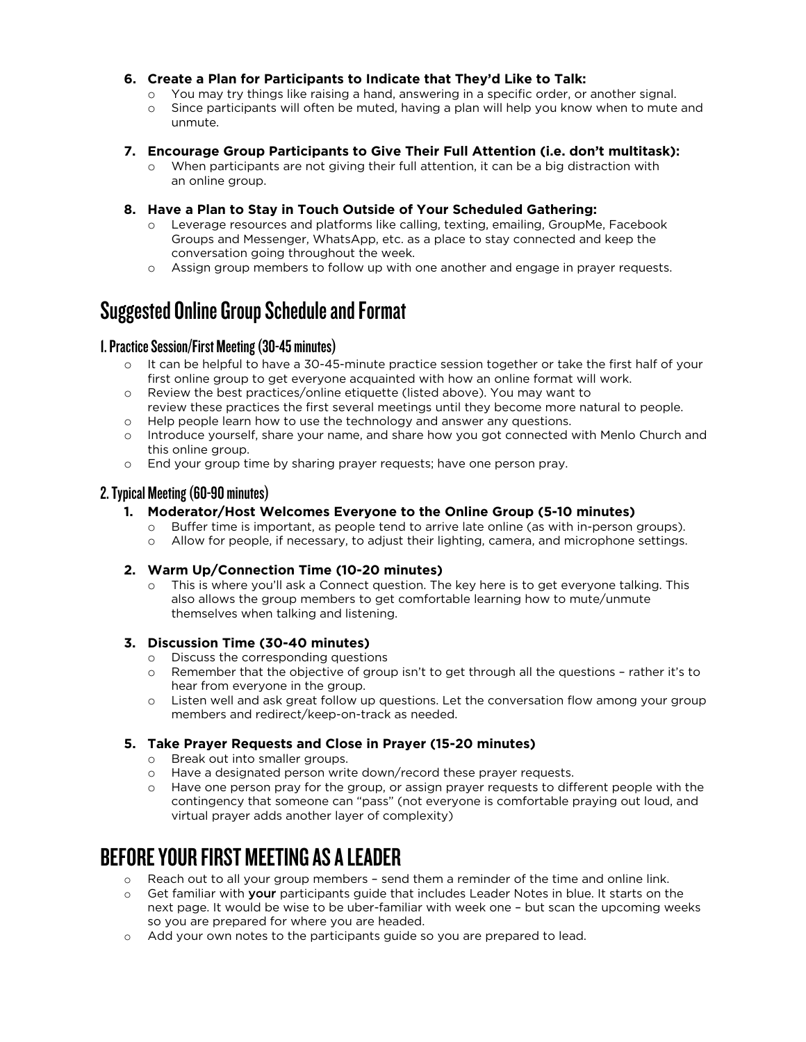6. **Create a Plan for Participants to Indicate that They'd Like to Talk:**
   - You may try things like raising a hand, answering in a specific order, or another signal.
   - Since participants will often be muted, having a plan will help you know when to mute and unmute.

7. **Encourage Group Participants to Give Their Full Attention (i.e. don't multitask):**
   - When participants are not giving their full attention, it can be a big distraction with an online group.

8. **Have a Plan to Stay in Touch Outside of Your Scheduled Gathering:**
   - Leverage resources and platforms like calling, texting, emailing, GroupMe, Facebook Groups and Messenger, WhatsApp, etc. as a place to stay connected and keep the conversation going throughout the week.
   - Assign group members to follow up with one another and engage in prayer requests.

# Suggested Online Group Schedule and Format

### 1. Practice Session/First Meeting (30-45 minutes)

- It can be helpful to have a 30-45-minute practice session together or take the first half of your first online group to get everyone acquainted with how an online format will work.
- Review the best practices/online etiquette (listed above). You may want to review these practices the first several meetings until they become more natural to people.
- Help people learn how to use the technology and answer any questions.
- Introduce yourself, share your name, and share how you got connected with Menlo Church and this online group.
- End your group time by sharing prayer requests; have one person pray.

### 2. Typical Meeting (60-90 minutes)

1. **Moderator/Host Welcomes Everyone to the Online Group (5-10 minutes)**
   - Buffer time is important, as people tend to arrive late online (as with in-person groups).
   - Allow for people, if necessary, to adjust their lighting, camera, and microphone settings.

2. **Warm Up/Connection Time (10-20 minutes)**
   - This is where you'll ask a Connect question. The key here is to get everyone talking. This also allows the group members to get comfortable learning how to mute/unmute themselves when talking and listening.

3. **Discussion Time (30-40 minutes)**
   - Discuss the corresponding questions
   - Remember that the objective of group isn't to get through all the questions – rather it's to hear from everyone in the group.
   - Listen well and ask great follow up questions. Let the conversation flow among your group members and redirect/keep-on-track as needed.

5. **Take Prayer Requests and Close in Prayer (15-20 minutes)**
   - Break out into smaller groups.
   - Have a designated person write down/record these prayer requests.
   - Have one person pray for the group, or assign prayer requests to different people with the contingency that someone can "pass" (not everyone is comfortable praying out loud, and virtual prayer adds another layer of complexity)

# BEFORE YOUR FIRST MEETING AS A LEADER

- Reach out to all your group members – send them a reminder of the time and online link.
- Get familiar with **your** participants guide that includes Leader Notes in blue. It starts on the next page. It would be wise to be uber-familiar with week one – but scan the upcoming weeks so you are prepared for where you are headed.
- Add your own notes to the participants guide so you are prepared to lead.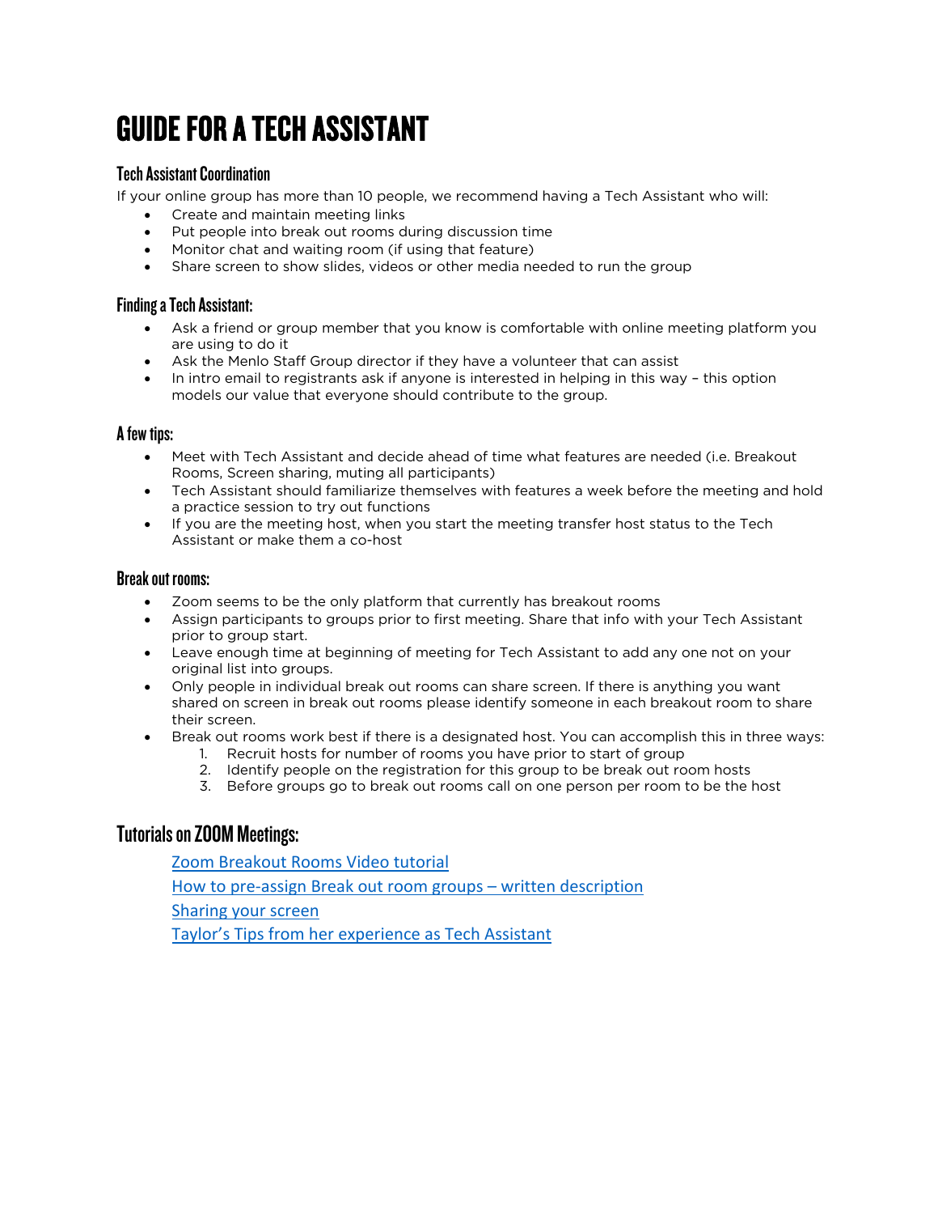# GUIDE FOR A TECH ASSISTANT

### Tech Assistant Coordination

If your online group has more than 10 people, we recommend having a Tech Assistant who will:

- Create and maintain meeting links
- Put people into break out rooms during discussion time
- Monitor chat and waiting room (if using that feature)
- Share screen to show slides, videos or other media needed to run the group

### Finding a Tech Assistant:

- Ask a friend or group member that you know is comfortable with online meeting platform you are using to do it
- Ask the Menlo Staff Group director if they have a volunteer that can assist
- In intro email to registrants ask if anyone is interested in helping in this way – this option models our value that everyone should contribute to the group.

### A few tips:

- Meet with Tech Assistant and decide ahead of time what features are needed (i.e. Breakout Rooms, Screen sharing, muting all participants)
- Tech Assistant should familiarize themselves with features a week before the meeting and hold a practice session to try out functions
- If you are the meeting host, when you start the meeting transfer host status to the Tech Assistant or make them a co-host

### Break out rooms:

- Zoom seems to be the only platform that currently has breakout rooms
- Assign participants to groups prior to first meeting. Share that info with your Tech Assistant prior to group start.
- Leave enough time at beginning of meeting for Tech Assistant to add any one not on your original list into groups.
- Only people in individual break out rooms can share screen. If there is anything you want shared on screen in break out rooms please identify someone in each breakout room to share their screen.
- Break out rooms work best if there is a designated host. You can accomplish this in three ways:
    1. Recruit hosts for number of rooms you have prior to start of group
    2. Identify people on the registration for this group to be break out room hosts
    3. Before groups go to break out rooms call on one person per room to be the host

## Tutorials on ZOOM Meetings:

Zoom Breakout Rooms Video tutorial

How to pre-assign Break out room groups – written description

Sharing your screen

Taylor's Tips from her experience as Tech Assistant